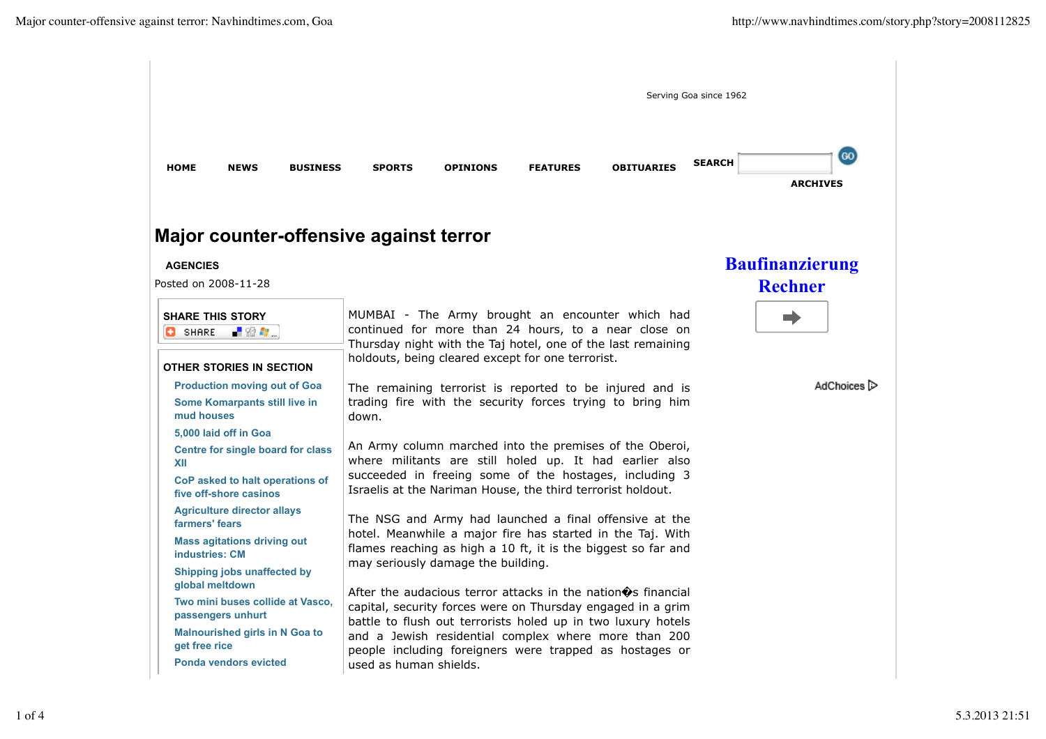Serving Goa since 1962

HOME NEWS BUSINESS SPORTS OPINIONS FEATURES OBITUARIES SEARCH ARCHIVES

# Major counter-offensive against terror

**AGENCIES**

Posted on 2008-11-28

**SHARE THIS STORY**

**OTHER STORIES IN SECTION**

- Production moving out of Goa
- Some Komarpants still live in mud houses
- 5,000 laid off in Goa
- Centre for single board for class XII
- CoP asked to halt operations of five off-shore casinos
- Agriculture director allays farmers' fears
- Mass agitations driving out industries: CM
- Shipping jobs unaffected by global meltdown
- Two mini buses collide at Vasco, passengers unhurt
- Malnourished girls in N Goa to get free rice
- Ponda vendors evicted

MUMBAI - The Army brought an encounter which had continued for more than 24 hours, to a near close on Thursday night with the Taj hotel, one of the last remaining holdouts, being cleared except for one terrorist.

The remaining terrorist is reported to be injured and is trading fire with the security forces trying to bring him down.

An Army column marched into the premises of the Oberoi, where militants are still holed up. It had earlier also succeeded in freeing some of the hostages, including 3 Israelis at the Nariman House, the third terrorist holdout.

The NSG and Army had launched a final offensive at the hotel. Meanwhile a major fire has started in the Taj. With flames reaching as high a 10 ft, it is the biggest so far and may seriously damage the building.

After the audacious terror attacks in the nation�s financial capital, security forces were on Thursday engaged in a grim battle to flush out terrorists holed up in two luxury hotels and a Jewish residential complex where more than 200 people including foreigners were trapped as hostages or used as human shields.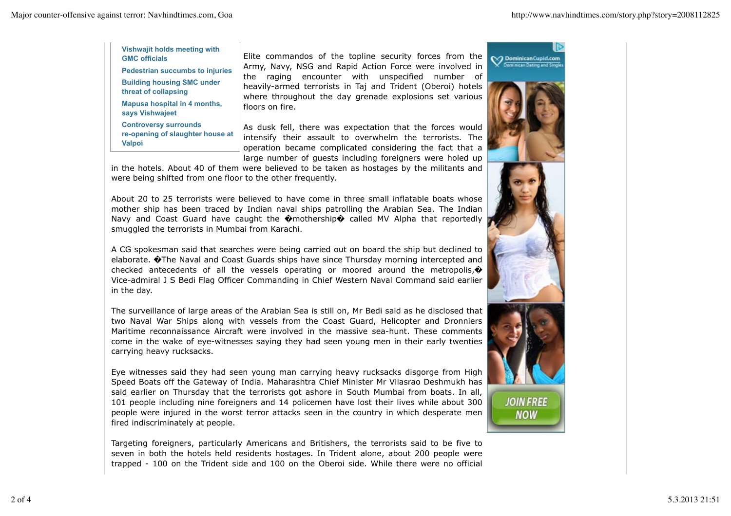- Vishwajit holds meeting with GMC officials
- Pedestrian succumbs to injuries
- Building housing SMC under threat of collapsing
- Mapusa hospital in 4 months, says Vishwajeet
- Controversy surrounds re-opening of slaughter house at Valpoi

Elite commandos of the topline security forces from the Army, Navy, NSG and Rapid Action Force were involved in the raging encounter with unspecified number of heavily-armed terrorists in Taj and Trident (Oberoi) hotels where throughout the day grenade explosions set various floors on fire.

As dusk fell, there was expectation that the forces would intensify their assault to overwhelm the terrorists. The operation became complicated considering the fact that a large number of guests including foreigners were holed up in the hotels. About 40 of them were believed to be taken as hostages by the militants and were being shifted from one floor to the other frequently.

About 20 to 25 terrorists were believed to have come in three small inflatable boats whose mother ship has been traced by Indian naval ships patrolling the Arabian Sea. The Indian Navy and Coast Guard have caught the �mothership� called MV Alpha that reportedly smuggled the terrorists in Mumbai from Karachi.

A CG spokesman said that searches were being carried out on board the ship but declined to elaborate. �The Naval and Coast Guards ships have since Thursday morning intercepted and checked antecedents of all the vessels operating or moored around the metropolis,� Vice-admiral J S Bedi Flag Officer Commanding in Chief Western Naval Command said earlier in the day.

The surveillance of large areas of the Arabian Sea is still on, Mr Bedi said as he disclosed that two Naval War Ships along with vessels from the Coast Guard, Helicopter and Dronniers Maritime reconnaissance Aircraft were involved in the massive sea-hunt. These comments come in the wake of eye-witnesses saying they had seen young men in their early twenties carrying heavy rucksacks.

Eye witnesses said they had seen young man carrying heavy rucksacks disgorge from High Speed Boats off the Gateway of India. Maharashtra Chief Minister Mr Vilasrao Deshmukh has said earlier on Thursday that the terrorists got ashore in South Mumbai from boats. In all, 101 people including nine foreigners and 14 policemen have lost their lives while about 300 people were injured in the worst terror attacks seen in the country in which desperate men fired indiscriminately at people.

Targeting foreigners, particularly Americans and Britishers, the terrorists said to be five to seven in both the hotels held residents hostages. In Trident alone, about 200 people were trapped - 100 on the Trident side and 100 on the Oberoi side. While there were no official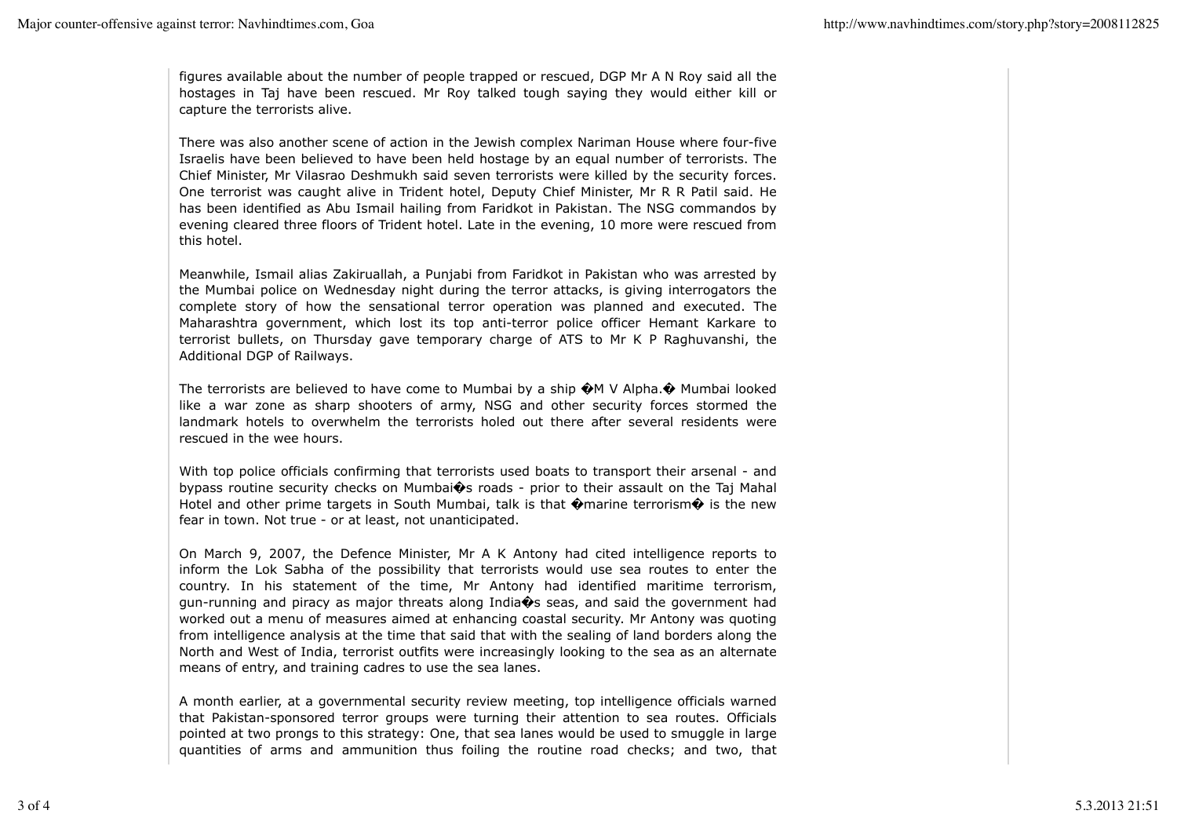figures available about the number of people trapped or rescued, DGP Mr A N Roy said all the hostages in Taj have been rescued. Mr Roy talked tough saying they would either kill or capture the terrorists alive.

There was also another scene of action in the Jewish complex Nariman House where four-five Israelis have been believed to have been held hostage by an equal number of terrorists. The Chief Minister, Mr Vilasrao Deshmukh said seven terrorists were killed by the security forces. One terrorist was caught alive in Trident hotel, Deputy Chief Minister, Mr R R Patil said. He has been identified as Abu Ismail hailing from Faridkot in Pakistan. The NSG commandos by evening cleared three floors of Trident hotel. Late in the evening, 10 more were rescued from this hotel.

Meanwhile, Ismail alias Zakiruallah, a Punjabi from Faridkot in Pakistan who was arrested by the Mumbai police on Wednesday night during the terror attacks, is giving interrogators the complete story of how the sensational terror operation was planned and executed. The Maharashtra government, which lost its top anti-terror police officer Hemant Karkare to terrorist bullets, on Thursday gave temporary charge of ATS to Mr K P Raghuvanshi, the Additional DGP of Railways.

The terrorists are believed to have come to Mumbai by a ship �M V Alpha.� Mumbai looked like a war zone as sharp shooters of army, NSG and other security forces stormed the landmark hotels to overwhelm the terrorists holed out there after several residents were rescued in the wee hours.

With top police officials confirming that terrorists used boats to transport their arsenal - and bypass routine security checks on Mumbai�s roads - prior to their assault on the Taj Mahal Hotel and other prime targets in South Mumbai, talk is that �marine terrorism� is the new fear in town. Not true - or at least, not unanticipated.

On March 9, 2007, the Defence Minister, Mr A K Antony had cited intelligence reports to inform the Lok Sabha of the possibility that terrorists would use sea routes to enter the country. In his statement of the time, Mr Antony had identified maritime terrorism, gun-running and piracy as major threats along India�s seas, and said the government had worked out a menu of measures aimed at enhancing coastal security. Mr Antony was quoting from intelligence analysis at the time that said that with the sealing of land borders along the North and West of India, terrorist outfits were increasingly looking to the sea as an alternate means of entry, and training cadres to use the sea lanes.

A month earlier, at a governmental security review meeting, top intelligence officials warned that Pakistan-sponsored terror groups were turning their attention to sea routes. Officials pointed at two prongs to this strategy: One, that sea lanes would be used to smuggle in large quantities of arms and ammunition thus foiling the routine road checks; and two, that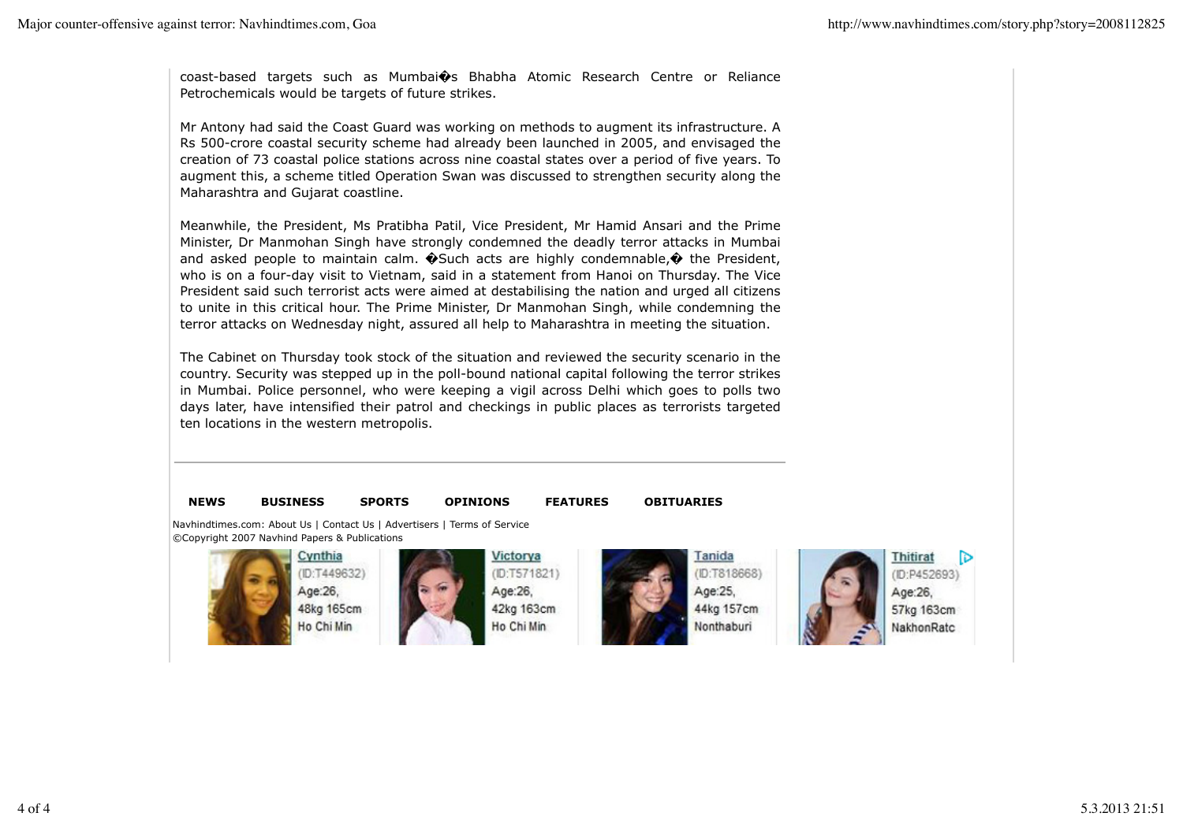coast-based targets such as Mumbai�s Bhabha Atomic Research Centre or Reliance Petrochemicals would be targets of future strikes.

Mr Antony had said the Coast Guard was working on methods to augment its infrastructure. A Rs 500-crore coastal security scheme had already been launched in 2005, and envisaged the creation of 73 coastal police stations across nine coastal states over a period of five years. To augment this, a scheme titled Operation Swan was discussed to strengthen security along the Maharashtra and Gujarat coastline.

Meanwhile, the President, Ms Pratibha Patil, Vice President, Mr Hamid Ansari and the Prime Minister, Dr Manmohan Singh have strongly condemned the deadly terror attacks in Mumbai and asked people to maintain calm. �Such acts are highly condemnable,� the President, who is on a four-day visit to Vietnam, said in a statement from Hanoi on Thursday. The Vice President said such terrorist acts were aimed at destabilising the nation and urged all citizens to unite in this critical hour. The Prime Minister, Dr Manmohan Singh, while condemning the terror attacks on Wednesday night, assured all help to Maharashtra in meeting the situation.

The Cabinet on Thursday took stock of the situation and reviewed the security scenario in the country. Security was stepped up in the poll-bound national capital following the terror strikes in Mumbai. Police personnel, who were keeping a vigil across Delhi which goes to polls two days later, have intensified their patrol and checkings in public places as terrorists targeted ten locations in the western metropolis.

---

**NEWS** **BUSINESS** **SPORTS** **OPINIONS** **FEATURES** **OBITUARIES**

Navhindtimes.com: About Us | Contact Us | Advertisers | Terms of Service
©Copyright 2007 Navhind Papers & Publications

Cynthia (ID:T449632) Age:26, 48kg 165cm Ho Chi Min

Victorya (ID:T571821) Age:26, 42kg 163cm Ho Chi Min

Tanida (ID:T818668) Age:25, 44kg 157cm Nonthaburi

Thitirat (ID:P452693) Age:26, 57kg 163cm NakhonRatc